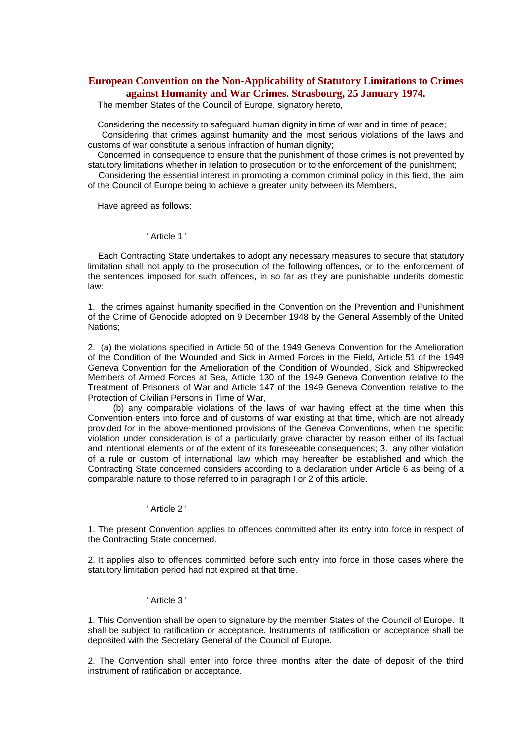# European Convention on the Non-Applicability of Statutory Limitations to Crimes against Humanity and War Crimes. Strasbourg, 25 January 1974.

The member States of the Council of Europe, signatory hereto,

Considering the necessity to safeguard human dignity in time of war and in time of peace;

Considering that crimes against humanity and the most serious violations of the laws and customs of war constitute a serious infraction of human dignity;

Concerned in consequence to ensure that the punishment of those crimes is not prevented by statutory limitations whether in relation to prosecution or to the enforcement of the punishment;

Considering the essential interest in promoting a common criminal policy in this field, the aim of the Council of Europe being to achieve a greater unity between its Members,

Have agreed as follows:

' Article 1 '

Each Contracting State undertakes to adopt any necessary measures to secure that statutory limitation shall not apply to the prosecution of the following offences, or to the enforcement of the sentences imposed for such offences, in so far as they are punishable underits domestic law:

1. the crimes against humanity specified in the Convention on the Prevention and Punishment of the Crime of Genocide adopted on 9 December 1948 by the General Assembly of the United Nations;

2. (a) the violations specified in Article 50 of the 1949 Geneva Convention for the Amelioration of the Condition of the Wounded and Sick in Armed Forces in the Field, Article 51 of the 1949 Geneva Convention for the Amelioration of the Condition of Wounded, Sick and Shipwrecked Members of Armed Forces at Sea, Article 130 of the 1949 Geneva Convention relative to the Treatment of Prisoners of War and Article 147 of the 1949 Geneva Convention relative to the Protection of Civilian Persons in Time of War,

(b) any comparable violations of the laws of war having effect at the time when this Convention enters into force and of customs of war existing at that time, which are not already provided for in the above-mentioned provisions of the Geneva Conventions, when the specific violation under consideration is of a particularly grave character by reason either of its factual and intentional elements or of the extent of its foreseeable consequences; 3. any other violation of a rule or custom of international law which may hereafter be established and which the Contracting State concerned considers according to a declaration under Article 6 as being of a comparable nature to those referred to in paragraph I or 2 of this article.

' Article 2 '

1. The present Convention applies to offences committed after its entry into force in respect of the Contracting State concerned.

2. It applies also to offences committed before such entry into force in those cases where the statutory limitation period had not expired at that time.

' Article 3 '

1. This Convention shall be open to signature by the member States of the Council of Europe. It shall be subject to ratification or acceptance. Instruments of ratification or acceptance shall be deposited with the Secretary General of the Council of Europe.

2. The Convention shall enter into force three months after the date of deposit of the third instrument of ratification or acceptance.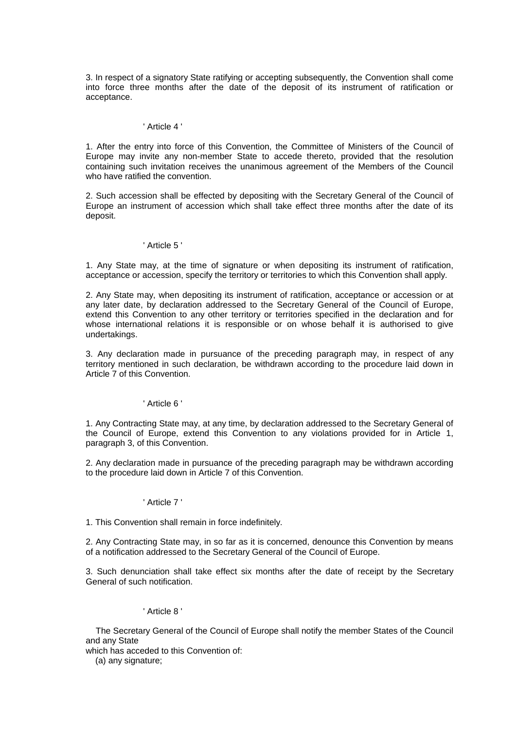3. In respect of a signatory State ratifying or accepting subsequently, the Convention shall come into force three months after the date of the deposit of its instrument of ratification or acceptance.

' Article 4 '

1. After the entry into force of this Convention, the Committee of Ministers of the Council of Europe may invite any non-member State to accede thereto, provided that the resolution containing such invitation receives the unanimous agreement of the Members of the Council who have ratified the convention.

2. Such accession shall be effected by depositing with the Secretary General of the Council of Europe an instrument of accession which shall take effect three months after the date of its deposit.

' Article 5 '

1. Any State may, at the time of signature or when depositing its instrument of ratification, acceptance or accession, specify the territory or territories to which this Convention shall apply.

2. Any State may, when depositing its instrument of ratification, acceptance or accession or at any later date, by declaration addressed to the Secretary General of the Council of Europe, extend this Convention to any other territory or territories specified in the declaration and for whose international relations it is responsible or on whose behalf it is authorised to give undertakings.

3. Any declaration made in pursuance of the preceding paragraph may, in respect of any territory mentioned in such declaration, be withdrawn according to the procedure laid down in Article 7 of this Convention.

' Article 6 '

1. Any Contracting State may, at any time, by declaration addressed to the Secretary General of the Council of Europe, extend this Convention to any violations provided for in Article 1, paragraph 3, of this Convention.

2. Any declaration made in pursuance of the preceding paragraph may be withdrawn according to the procedure laid down in Article 7 of this Convention.

' Article 7 '

1. This Convention shall remain in force indefinitely.

2. Any Contracting State may, in so far as it is concerned, denounce this Convention by means of a notification addressed to the Secretary General of the Council of Europe.

3. Such denunciation shall take effect six months after the date of receipt by the Secretary General of such notification.

' Article 8 '

The Secretary General of the Council of Europe shall notify the member States of the Council and any State which has acceded to this Convention of:

(a) any signature;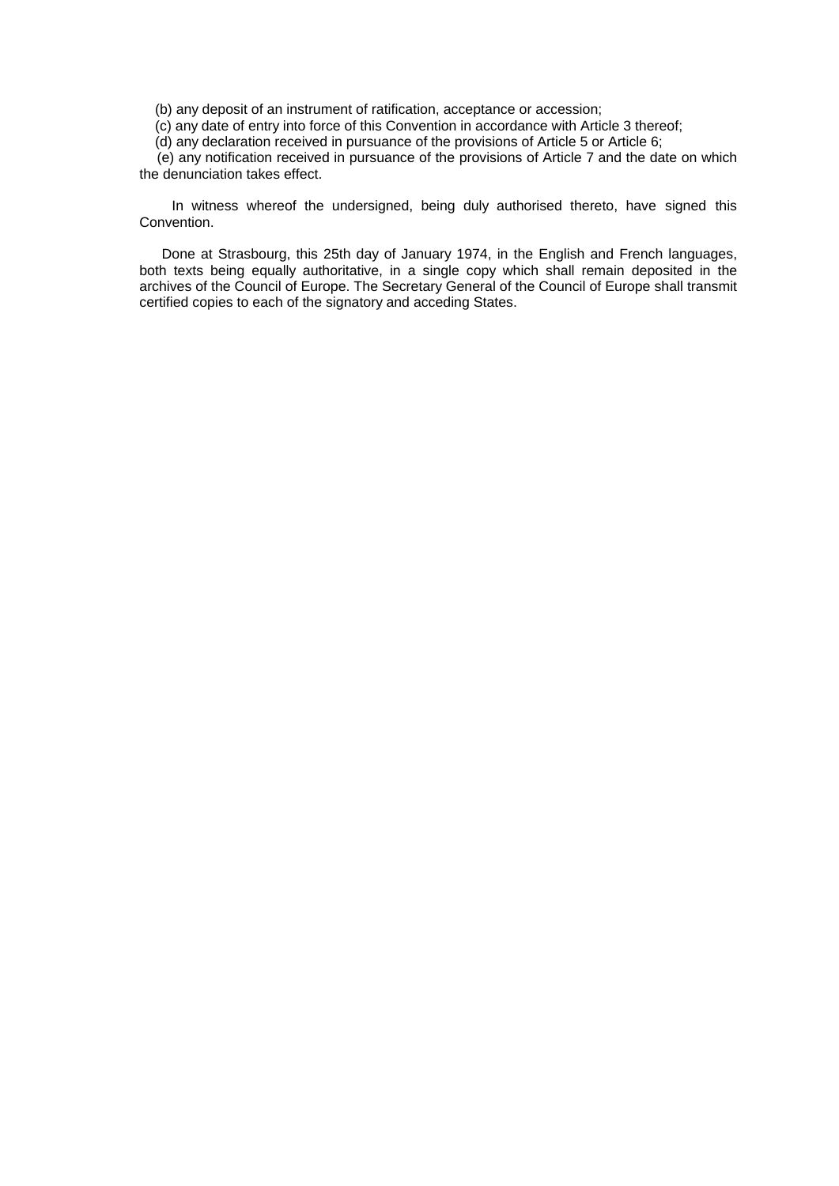(b) any deposit of an instrument of ratification, acceptance or accession;

(c) any date of entry into force of this Convention in accordance with Article 3 thereof;

(d) any declaration received in pursuance of the provisions of Article 5 or Article 6;

(e) any notification received in pursuance of the provisions of Article 7 and the date on which the denunciation takes effect.

In witness whereof the undersigned, being duly authorised thereto, have signed this Convention.

Done at Strasbourg, this 25th day of January 1974, in the English and French languages, both texts being equally authoritative, in a single copy which shall remain deposited in the archives of the Council of Europe. The Secretary General of the Council of Europe shall transmit certified copies to each of the signatory and acceding States.